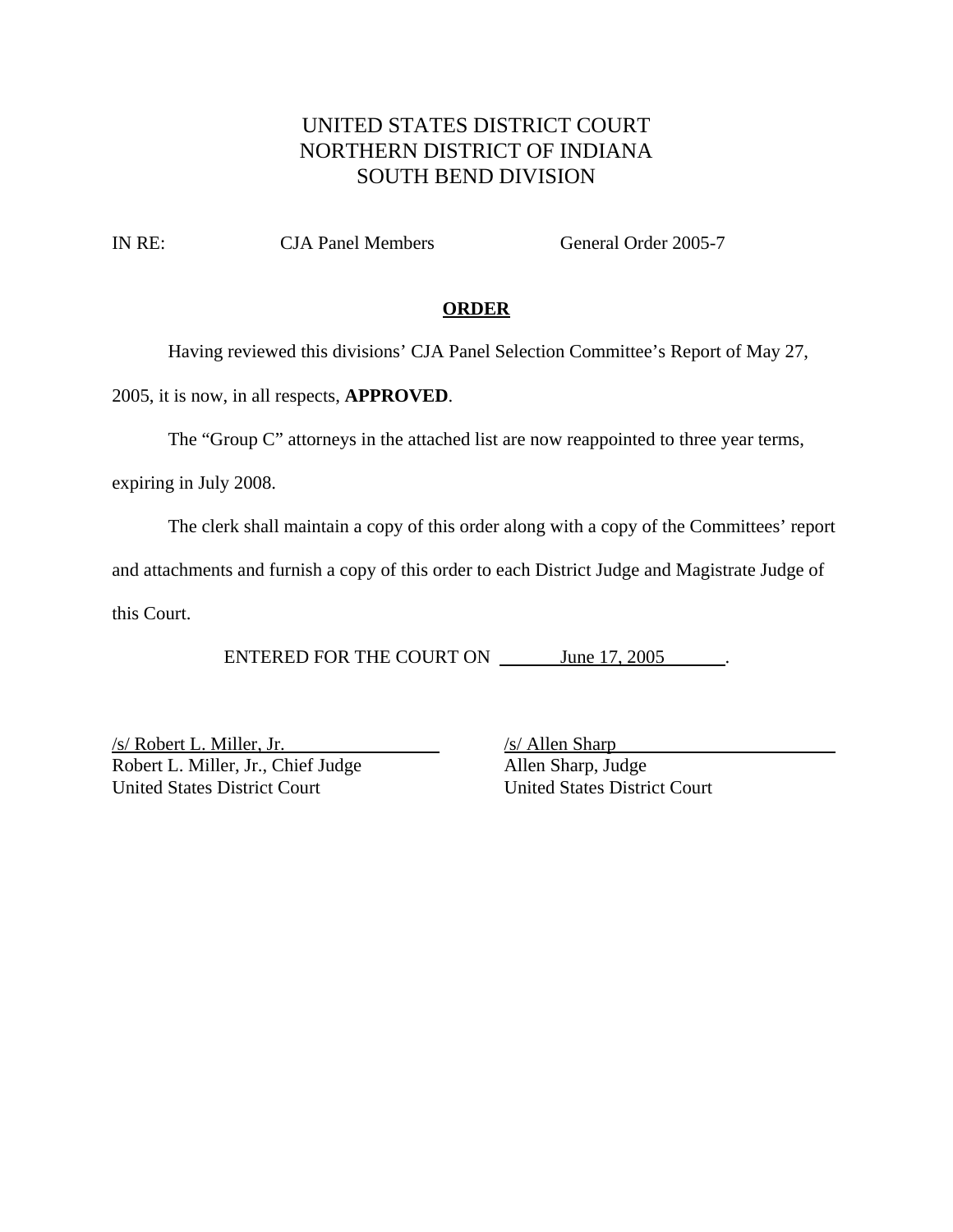UNITED STATES DISTRICT COURT
NORTHERN DISTRICT OF INDIANA
SOUTH BEND DIVISION

IN RE: CJA Panel Members General Order 2005-7

**ORDER**

Having reviewed this divisions' CJA Panel Selection Committee's Report of May 27, 2005, it is now, in all respects, **APPROVED**.

The "Group C" attorneys in the attached list are now reappointed to three year terms, expiring in July 2008.

The clerk shall maintain a copy of this order along with a copy of the Committees' report and attachments and furnish a copy of this order to each District Judge and Magistrate Judge of this Court.

ENTERED FOR THE COURT ON June 17, 2005.

/s/ Robert L. Miller, Jr.
Robert L. Miller, Jr., Chief Judge
United States District Court

/s/ Allen Sharp
Allen Sharp, Judge
United States District Court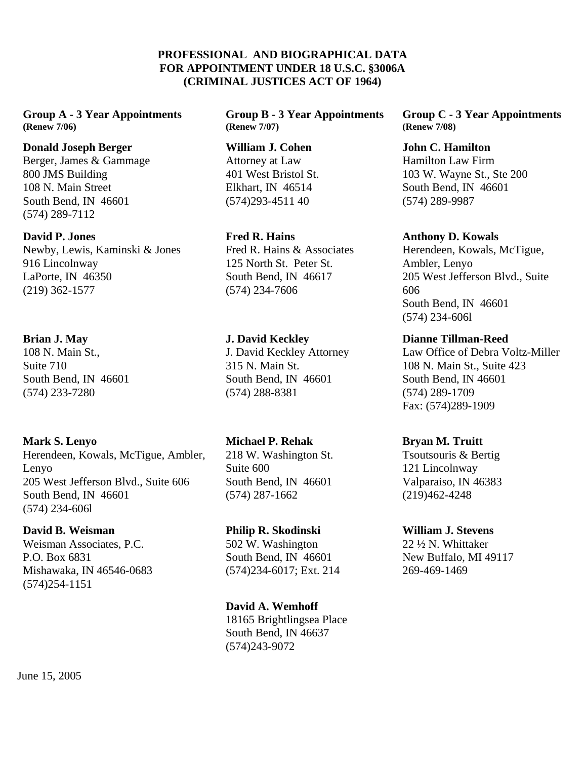# PROFESSIONAL AND BIOGRAPHICAL DATA FOR APPOINTMENT UNDER 18 U.S.C. §3006A (CRIMINAL JUSTICES ACT OF 1964)

## Group A - 3 Year Appointments
**(Renew 7/06)**

**Donald Joseph Berger**
Berger, James & Gammage
800 JMS Building
108 N. Main Street
South Bend, IN 46601
(574) 289-7112

**David P. Jones**
Newby, Lewis, Kaminski & Jones
916 Lincolnway
LaPorte, IN 46350
(219) 362-1577

**Brian J. May**
108 N. Main St.,
Suite 710
South Bend, IN 46601
(574) 233-7280

**Mark S. Lenyo**
Herendeen, Kowals, McTigue, Ambler, Lenyo
205 West Jefferson Blvd., Suite 606
South Bend, IN 46601
(574) 234-606l

**David B. Weisman**
Weisman Associates, P.C.
P.O. Box 6831
Mishawaka, IN 46546-0683
(574)254-1151

## Group B - 3 Year Appointments
**(Renew 7/07)**

**William J. Cohen**
Attorney at Law
401 West Bristol St.
Elkhart, IN 46514
(574)293-4511 40

**Fred R. Hains**
Fred R. Hains & Associates
125 North St. Peter St.
South Bend, IN 46617
(574) 234-7606

**J. David Keckley**
J. David Keckley Attorney
315 N. Main St.
South Bend, IN 46601
(574) 288-8381

**Michael P. Rehak**
218 W. Washington St.
Suite 600
South Bend, IN 46601
(574) 287-1662

**Philip R. Skodinski**
502 W. Washington
South Bend, IN 46601
(574)234-6017; Ext. 214

**David A. Wemhoff**
18165 Brightlingsea Place
South Bend, IN 46637
(574)243-9072

## Group C - 3 Year Appointments
**(Renew 7/08)**

**John C. Hamilton**
Hamilton Law Firm
103 W. Wayne St., Ste 200
South Bend, IN 46601
(574) 289-9987

**Anthony D. Kowals**
Herendeen, Kowals, McTigue, Ambler, Lenyo
205 West Jefferson Blvd., Suite 606
South Bend, IN 46601
(574) 234-606l

**Dianne Tillman-Reed**
Law Office of Debra Voltz-Miller
108 N. Main St., Suite 423
South Bend, IN 46601
(574) 289-1709
Fax: (574)289-1909

**Bryan M. Truitt**
Tsoutsouris & Bertig
121 Lincolnway
Valparaiso, IN 46383
(219)462-4248

**William J. Stevens**
22 ½ N. Whittaker
New Buffalo, MI 49117
269-469-1469

June 15, 2005